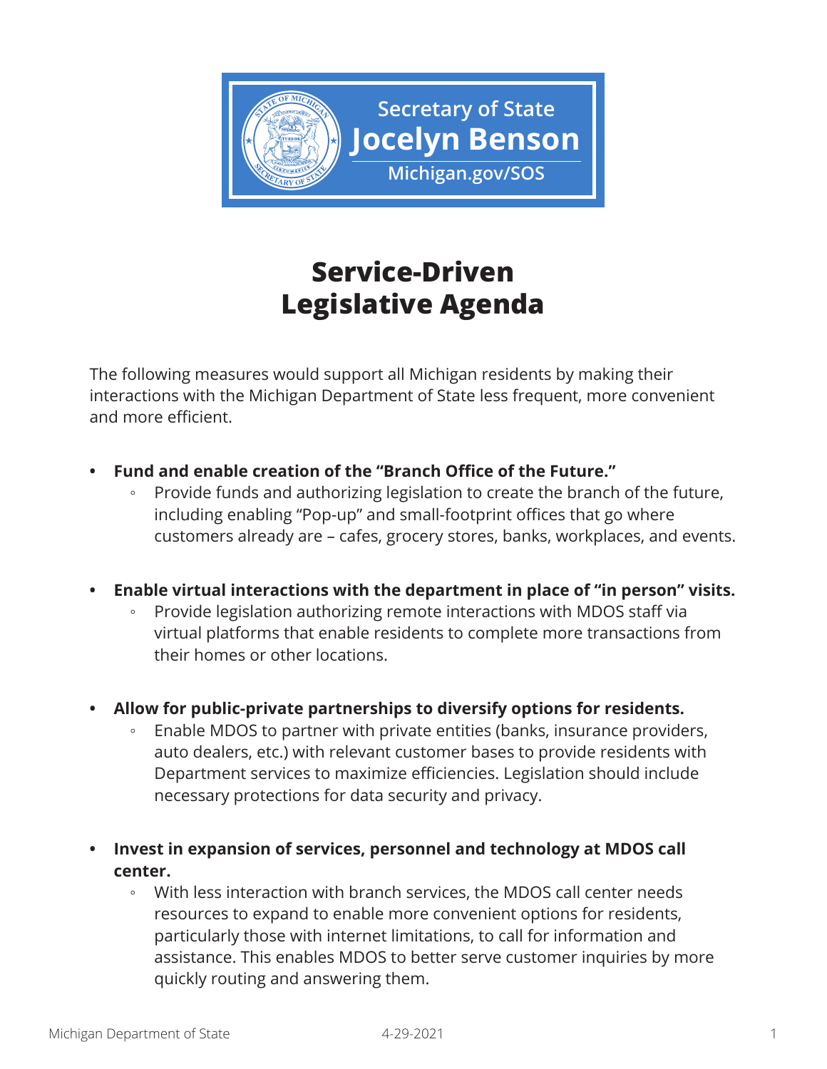Secretary of State
**Jocelyn Benson**
Michigan.gov/SOS

# Service-Driven Legislative Agenda

The following measures would support all Michigan residents by making their interactions with the Michigan Department of State less frequent, more convenient and more efficient.

- **Fund and enable creation of the "Branch Office of the Future."**
  - Provide funds and authorizing legislation to create the branch of the future, including enabling "Pop-up" and small-footprint offices that go where customers already are – cafes, grocery stores, banks, workplaces, and events.

- **Enable virtual interactions with the department in place of "in person" visits.**
  - Provide legislation authorizing remote interactions with MDOS staff via virtual platforms that enable residents to complete more transactions from their homes or other locations.

- **Allow for public-private partnerships to diversify options for residents.**
  - Enable MDOS to partner with private entities (banks, insurance providers, auto dealers, etc.) with relevant customer bases to provide residents with Department services to maximize efficiencies. Legislation should include necessary protections for data security and privacy.

- **Invest in expansion of services, personnel and technology at MDOS call center.**
  - With less interaction with branch services, the MDOS call center needs resources to expand to enable more convenient options for residents, particularly those with internet limitations, to call for information and assistance. This enables MDOS to better serve customer inquiries by more quickly routing and answering them.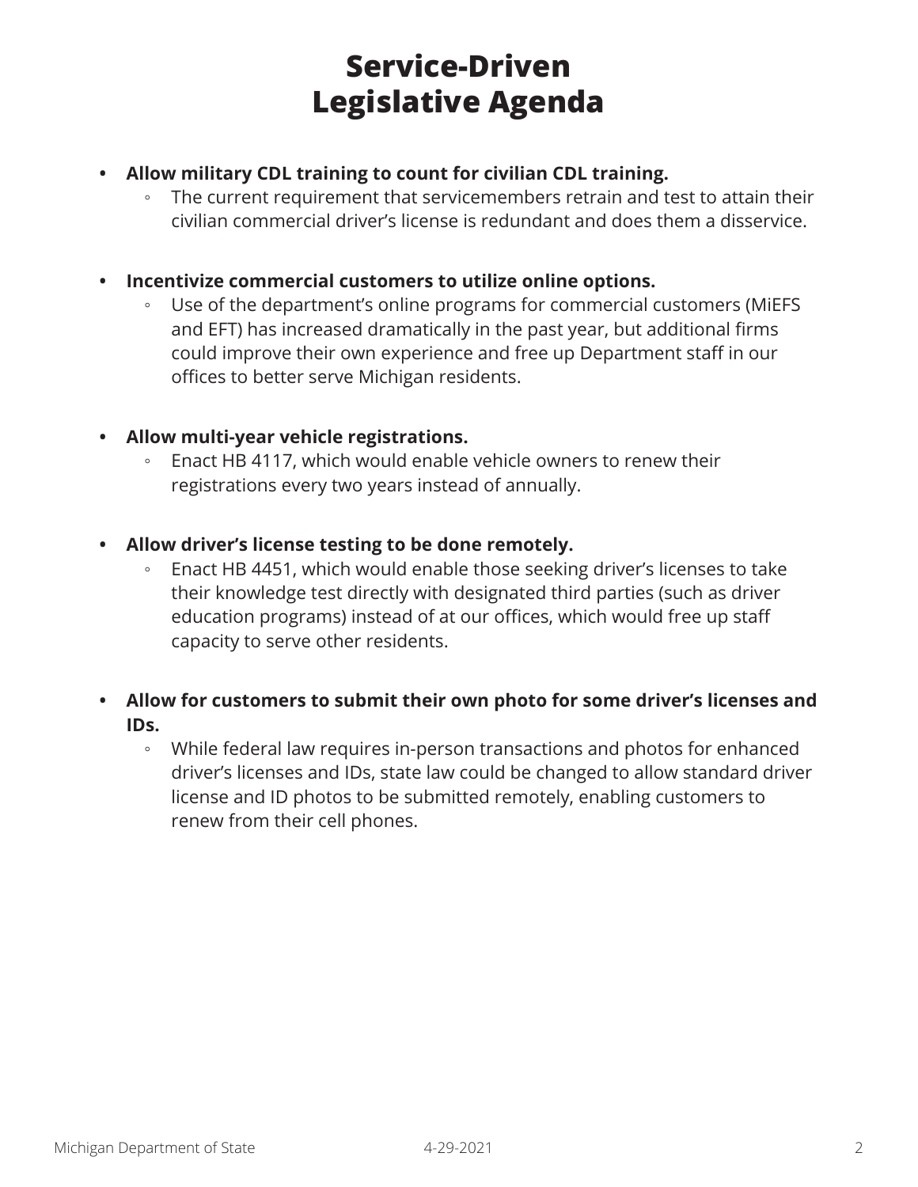# Service-Driven Legislative Agenda

- **Allow military CDL training to count for civilian CDL training.**
  - The current requirement that servicemembers retrain and test to attain their civilian commercial driver's license is redundant and does them a disservice.

- **Incentivize commercial customers to utilize online options.**
  - Use of the department's online programs for commercial customers (MiEFS and EFT) has increased dramatically in the past year, but additional firms could improve their own experience and free up Department staff in our offices to better serve Michigan residents.

- **Allow multi-year vehicle registrations.**
  - Enact HB 4117, which would enable vehicle owners to renew their registrations every two years instead of annually.

- **Allow driver's license testing to be done remotely.**
  - Enact HB 4451, which would enable those seeking driver's licenses to take their knowledge test directly with designated third parties (such as driver education programs) instead of at our offices, which would free up staff capacity to serve other residents.

- **Allow for customers to submit their own photo for some driver's licenses and IDs.**
  - While federal law requires in-person transactions and photos for enhanced driver's licenses and IDs, state law could be changed to allow standard driver license and ID photos to be submitted remotely, enabling customers to renew from their cell phones.